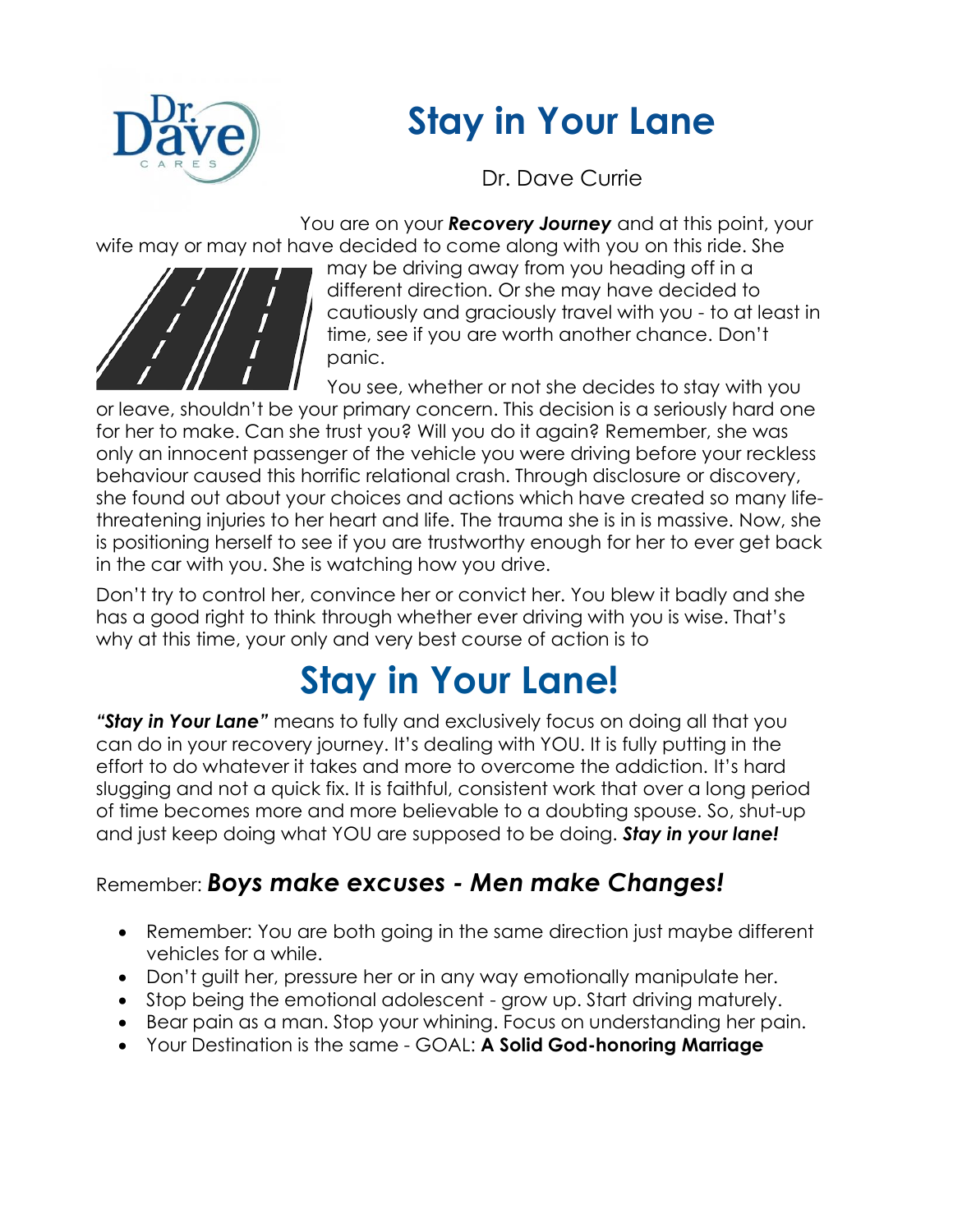# Stay in Your Lane

Dr. Dave Currie

You are on your ***Recovery Journey*** and at this point, your wife may or may not have decided to come along with you on this ride. She may be driving away from you heading off in a different direction. Or she may have decided to cautiously and graciously travel with you - to at least in time, see if you are worth another chance. Don't panic.

You see, whether or not she decides to stay with you or leave, shouldn't be your primary concern. This decision is a seriously hard one for her to make. Can she trust you? Will you do it again? Remember, she was only an innocent passenger of the vehicle you were driving before your reckless behaviour caused this horrific relational crash. Through disclosure or discovery, she found out about your choices and actions which have created so many life-threatening injuries to her heart and life. The trauma she is in is massive. Now, she is positioning herself to see if you are trustworthy enough for her to ever get back in the car with you. She is watching how you drive.

Don't try to control her, convince her or convict her. You blew it badly and she has a good right to think through whether ever driving with you is wise. That's why at this time, your only and very best course of action is to

# Stay in Your Lane!

***"Stay in Your Lane"*** means to fully and exclusively focus on doing all that you can do in your recovery journey. It's dealing with YOU. It is fully putting in the effort to do whatever it takes and more to overcome the addiction. It's hard slugging and not a quick fix. It is faithful, consistent work that over a long period of time becomes more and more believable to a doubting spouse. So, shut-up and just keep doing what YOU are supposed to be doing. ***Stay in your lane!***

### Remember: ***Boys make excuses - Men make Changes!***

- Remember: You are both going in the same direction just maybe different vehicles for a while.
- Don't guilt her, pressure her or in any way emotionally manipulate her.
- Stop being the emotional adolescent - grow up. Start driving maturely.
- Bear pain as a man. Stop your whining. Focus on understanding her pain.
- Your Destination is the same - GOAL: **A Solid God-honoring Marriage**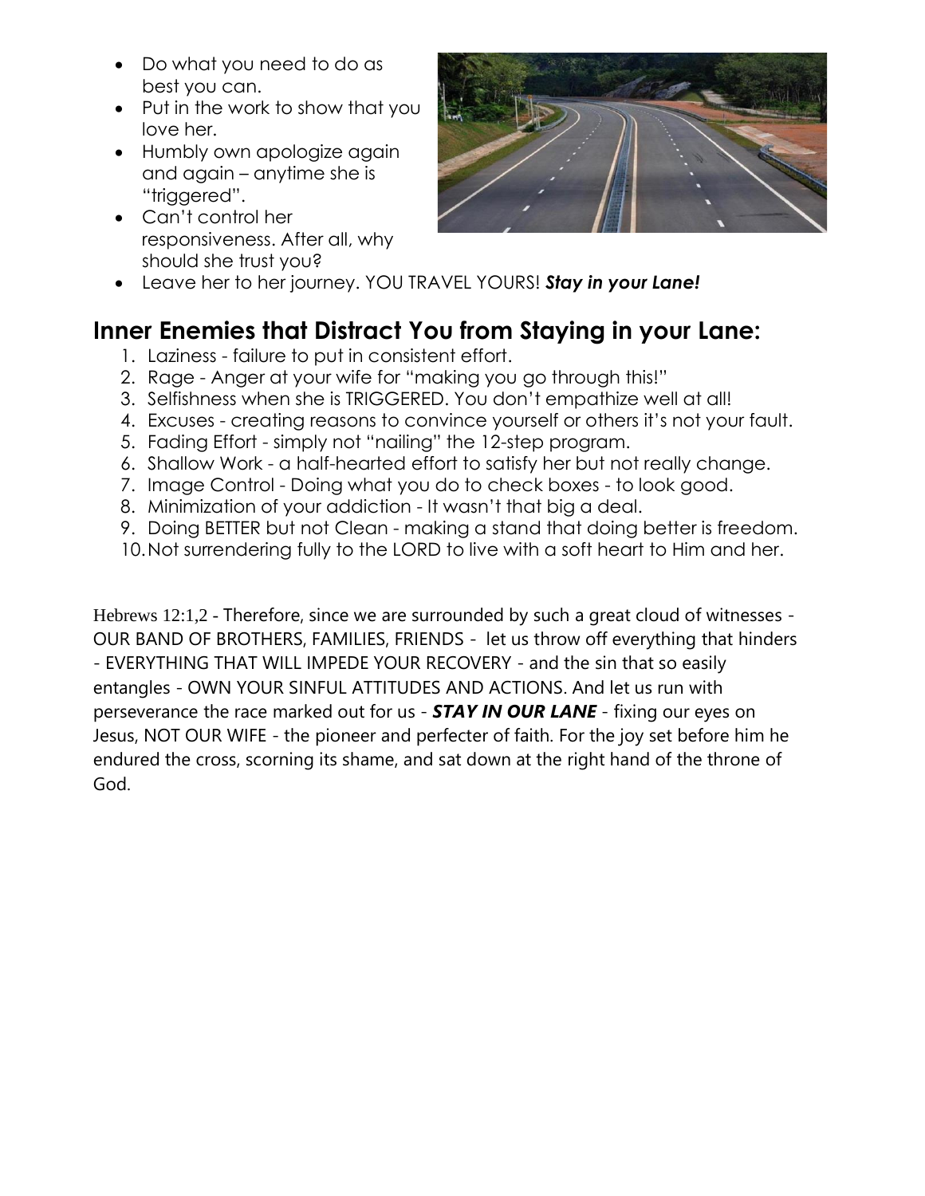- Do what you need to do as best you can.
- Put in the work to show that you love her.
- Humbly own apologize again and again – anytime she is "triggered".
- Can't control her responsiveness. After all, why should she trust you?
- Leave her to her journey. YOU TRAVEL YOURS! ***Stay in your Lane!***

## Inner Enemies that Distract You from Staying in your Lane:

1. Laziness - failure to put in consistent effort.
2. Rage - Anger at your wife for "making you go through this!"
3. Selfishness when she is TRIGGERED. You don't empathize well at all!
4. Excuses - creating reasons to convince yourself or others it's not your fault.
5. Fading Effort - simply not "nailing" the 12-step program.
6. Shallow Work - a half-hearted effort to satisfy her but not really change.
7. Image Control - Doing what you do to check boxes - to look good.
8. Minimization of your addiction - It wasn't that big a deal.
9. Doing BETTER but not Clean - making a stand that doing better is freedom.
10. Not surrendering fully to the LORD to live with a soft heart to Him and her.

Hebrews 12:1,2 - Therefore, since we are surrounded by such a great cloud of witnesses - OUR BAND OF BROTHERS, FAMILIES, FRIENDS - let us throw off everything that hinders - EVERYTHING THAT WILL IMPEDE YOUR RECOVERY - and the sin that so easily entangles - OWN YOUR SINFUL ATTITUDES AND ACTIONS. And let us run with perseverance the race marked out for us - ***STAY IN OUR LANE*** - fixing our eyes on Jesus, NOT OUR WIFE - the pioneer and perfecter of faith. For the joy set before him he endured the cross, scorning its shame, and sat down at the right hand of the throne of God.